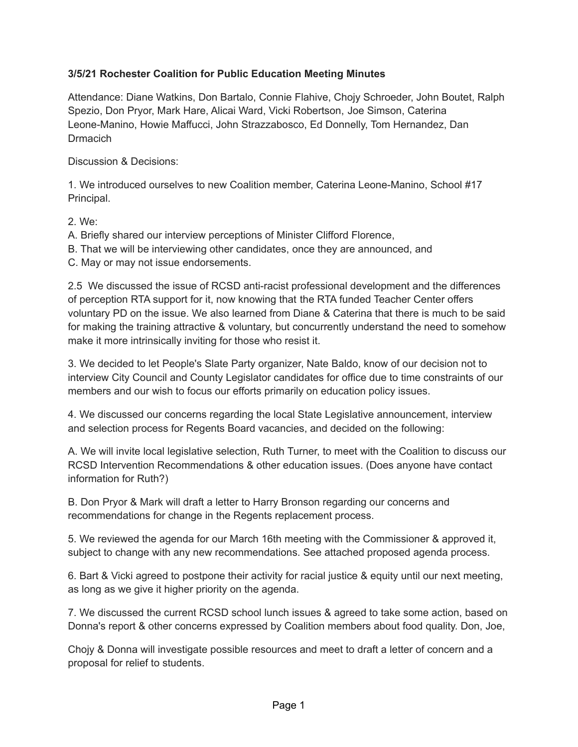**3/5/21 Rochester Coalition for Public Education Meeting Minutes**

Attendance: Diane Watkins, Don Bartalo, Connie Flahive, Chojy Schroeder, John Boutet, Ralph Spezio, Don Pryor, Mark Hare, Alicai Ward, Vicki Robertson, Joe Simson, Caterina Leone-Manino, Howie Maffucci, John Strazzabosco, Ed Donnelly, Tom Hernandez, Dan Drmacich

Discussion & Decisions:

1. We introduced ourselves to new Coalition member, Caterina Leone-Manino, School #17 Principal.

2. We:
A. Briefly shared our interview perceptions of Minister Clifford Florence,
B. That we will be interviewing other candidates, once they are announced, and
C. May or may not issue endorsements.

2.5 We discussed the issue of RCSD anti-racist professional development and the differences of perception RTA support for it, now knowing that the RTA funded Teacher Center offers voluntary PD on the issue. We also learned from Diane & Caterina that there is much to be said for making the training attractive & voluntary, but concurrently understand the need to somehow make it more intrinsically inviting for those who resist it.

3. We decided to let People's Slate Party organizer, Nate Baldo, know of our decision not to interview City Council and County Legislator candidates for office due to time constraints of our members and our wish to focus our efforts primarily on education policy issues.

4. We discussed our concerns regarding the local State Legislative announcement, interview and selection process for Regents Board vacancies, and decided on the following:

A. We will invite local legislative selection, Ruth Turner, to meet with the Coalition to discuss our RCSD Intervention Recommendations & other education issues. (Does anyone have contact information for Ruth?)

B. Don Pryor & Mark will draft a letter to Harry Bronson regarding our concerns and recommendations for change in the Regents replacement process.

5. We reviewed the agenda for our March 16th meeting with the Commissioner & approved it, subject to change with any new recommendations. See attached proposed agenda process.

6. Bart & Vicki agreed to postpone their activity for racial justice & equity until our next meeting, as long as we give it higher priority on the agenda.

7. We discussed the current RCSD school lunch issues & agreed to take some action, based on Donna's report & other concerns expressed by Coalition members about food quality. Don, Joe,

Chojy & Donna will investigate possible resources and meet to draft a letter of concern and a proposal for relief to students.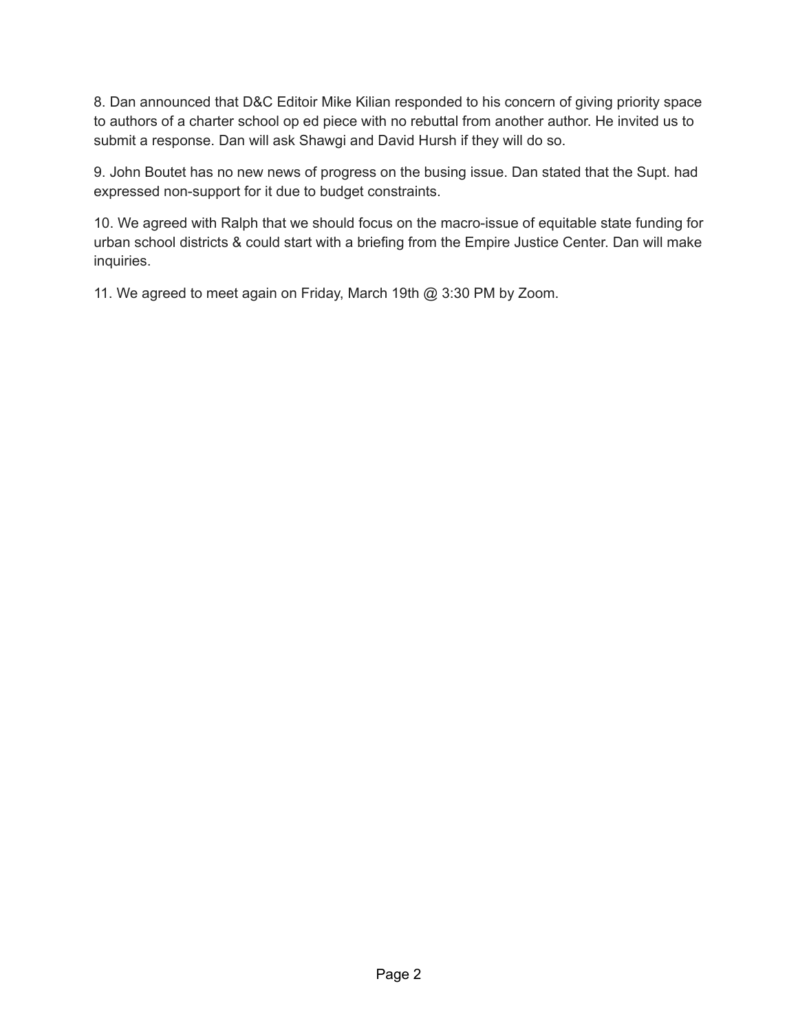8. Dan announced that D&C Editoir Mike Kilian responded to his concern of giving priority space to authors of a charter school op ed piece with no rebuttal from another author. He invited us to submit a response. Dan will ask Shawgi and David Hursh if they will do so.

9. John Boutet has no new news of progress on the busing issue. Dan stated that the Supt. had expressed non-support for it due to budget constraints.

10. We agreed with Ralph that we should focus on the macro-issue of equitable state funding for urban school districts & could start with a briefing from the Empire Justice Center. Dan will make inquiries.

11. We agreed to meet again on Friday, March 19th @ 3:30 PM by Zoom.